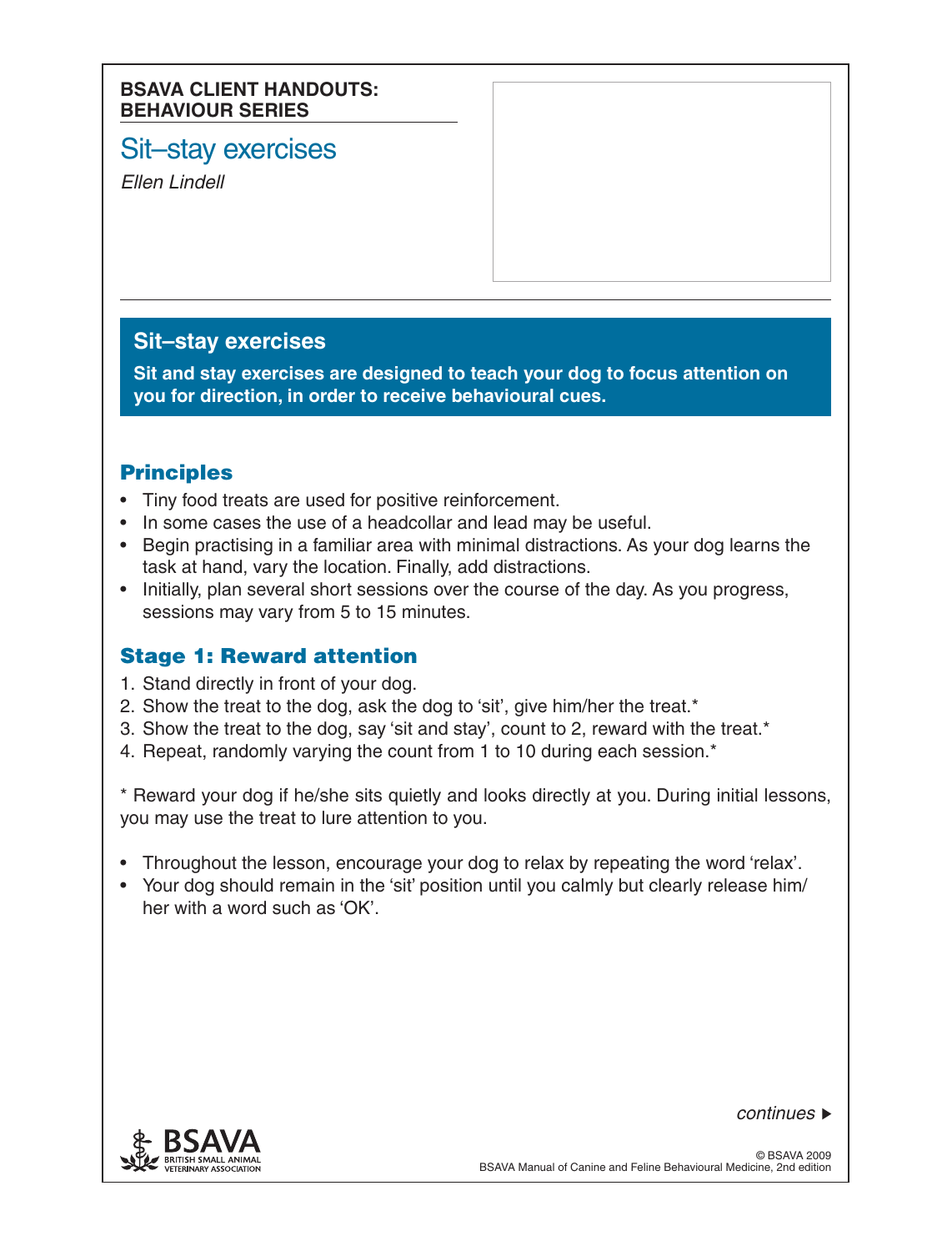**BSAVA CLIENT HANDOUTS: BEHAVIOUR SERIES**

# Sit–stay exercises

*Ellen Lindell*

## Sit–stay exercises

**Sit and stay exercises are designed to teach your dog to focus attention on you for direction, in order to receive behavioural cues.**

## Principles

- Tiny food treats are used for positive reinforcement.
- In some cases the use of a headcollar and lead may be useful.
- Begin practising in a familiar area with minimal distractions. As your dog learns the task at hand, vary the location. Finally, add distractions.
- Initially, plan several short sessions over the course of the day. As you progress, sessions may vary from 5 to 15 minutes.

## Stage 1: Reward attention

1. Stand directly in front of your dog.
2. Show the treat to the dog, ask the dog to 'sit', give him/her the treat.*
3. Show the treat to the dog, say 'sit and stay', count to 2, reward with the treat.*
4. Repeat, randomly varying the count from 1 to 10 during each session.*

* Reward your dog if he/she sits quietly and looks directly at you. During initial lessons, you may use the treat to lure attention to you.

- Throughout the lesson, encourage your dog to relax by repeating the word 'relax'.
- Your dog should remain in the 'sit' position until you calmly but clearly release him/her with a word such as 'OK'.

*continues* ▶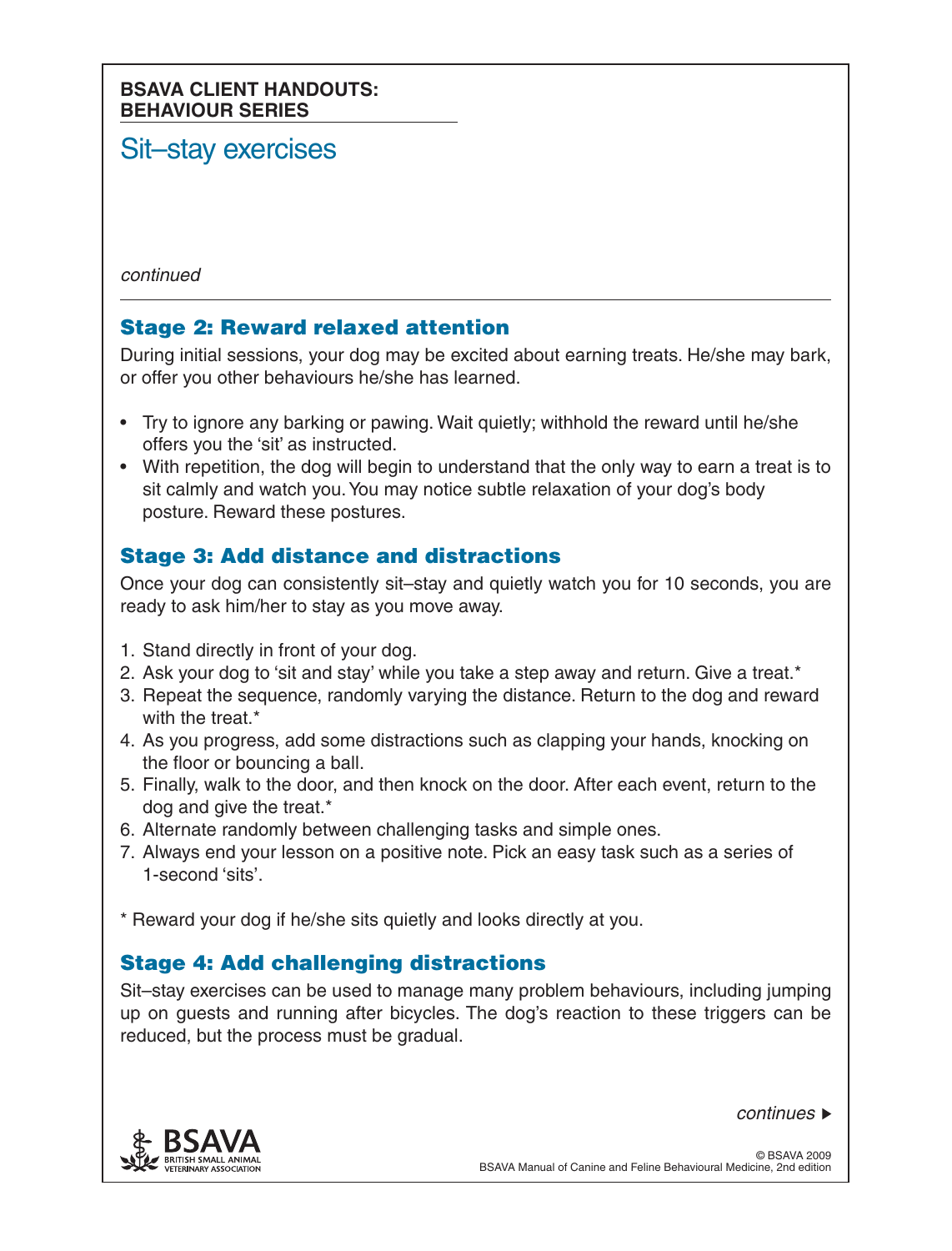**BSAVA CLIENT HANDOUTS: BEHAVIOUR SERIES**

# Sit–stay exercises

*continued*

## Stage 2: Reward relaxed attention

During initial sessions, your dog may be excited about earning treats. He/she may bark, or offer you other behaviours he/she has learned.

- Try to ignore any barking or pawing. Wait quietly; withhold the reward until he/she offers you the 'sit' as instructed.
- With repetition, the dog will begin to understand that the only way to earn a treat is to sit calmly and watch you. You may notice subtle relaxation of your dog's body posture. Reward these postures.

## Stage 3: Add distance and distractions

Once your dog can consistently sit–stay and quietly watch you for 10 seconds, you are ready to ask him/her to stay as you move away.

1. Stand directly in front of your dog.
2. Ask your dog to 'sit and stay' while you take a step away and return. Give a treat.*
3. Repeat the sequence, randomly varying the distance. Return to the dog and reward with the treat.*
4. As you progress, add some distractions such as clapping your hands, knocking on the floor or bouncing a ball.
5. Finally, walk to the door, and then knock on the door. After each event, return to the dog and give the treat.*
6. Alternate randomly between challenging tasks and simple ones.
7. Always end your lesson on a positive note. Pick an easy task such as a series of 1-second 'sits'.

* Reward your dog if he/she sits quietly and looks directly at you.

## Stage 4: Add challenging distractions

Sit–stay exercises can be used to manage many problem behaviours, including jumping up on guests and running after bicycles. The dog's reaction to these triggers can be reduced, but the process must be gradual.

*continues* ▶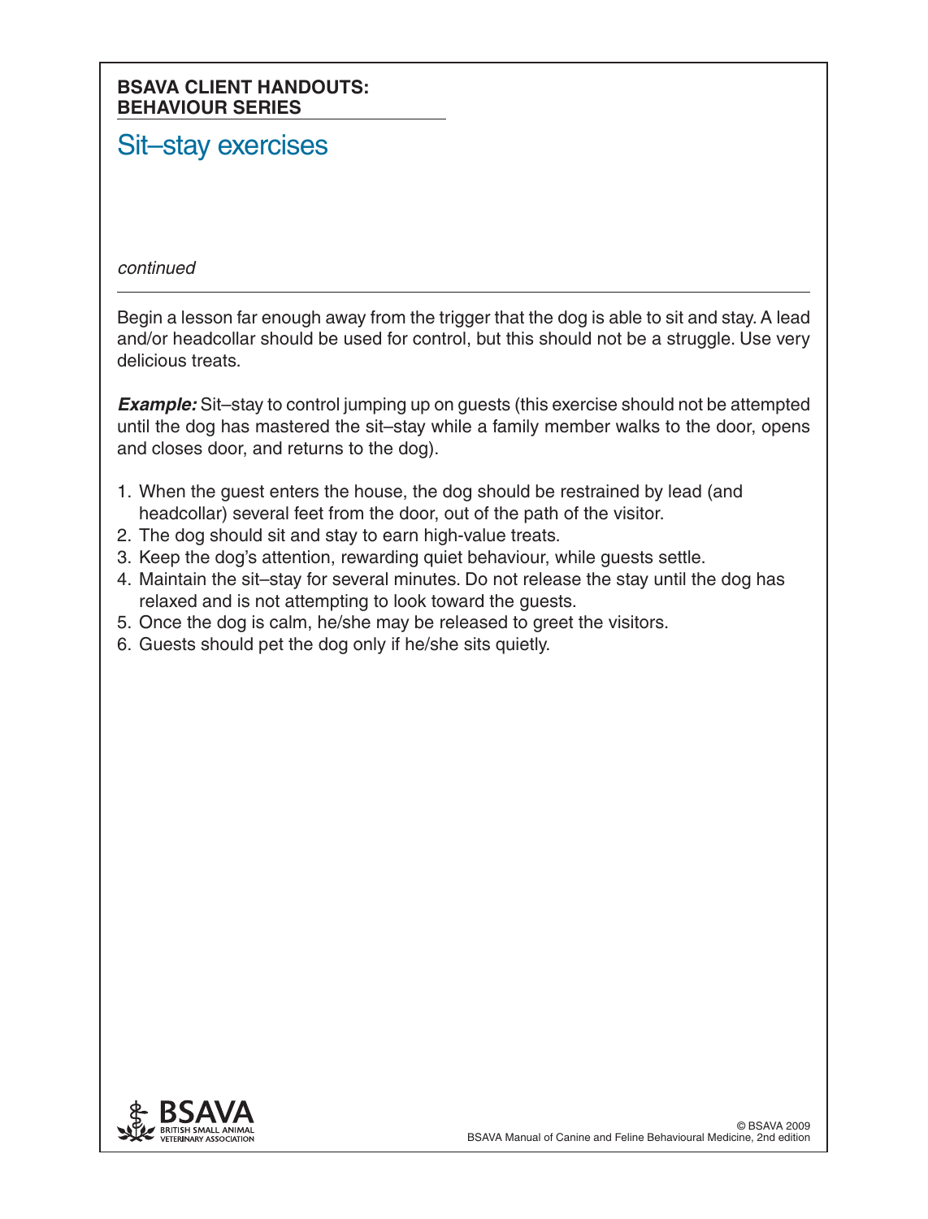# Sit–stay exercises

*continued*

Begin a lesson far enough away from the trigger that the dog is able to sit and stay. A lead and/or headcollar should be used for control, but this should not be a struggle. Use very delicious treats.

***Example:*** Sit–stay to control jumping up on guests (this exercise should not be attempted until the dog has mastered the sit–stay while a family member walks to the door, opens and closes door, and returns to the dog).

1. When the guest enters the house, the dog should be restrained by lead (and headcollar) several feet from the door, out of the path of the visitor.
2. The dog should sit and stay to earn high-value treats.
3. Keep the dog's attention, rewarding quiet behaviour, while guests settle.
4. Maintain the sit–stay for several minutes. Do not release the stay until the dog has relaxed and is not attempting to look toward the guests.
5. Once the dog is calm, he/she may be released to greet the visitors.
6. Guests should pet the dog only if he/she sits quietly.